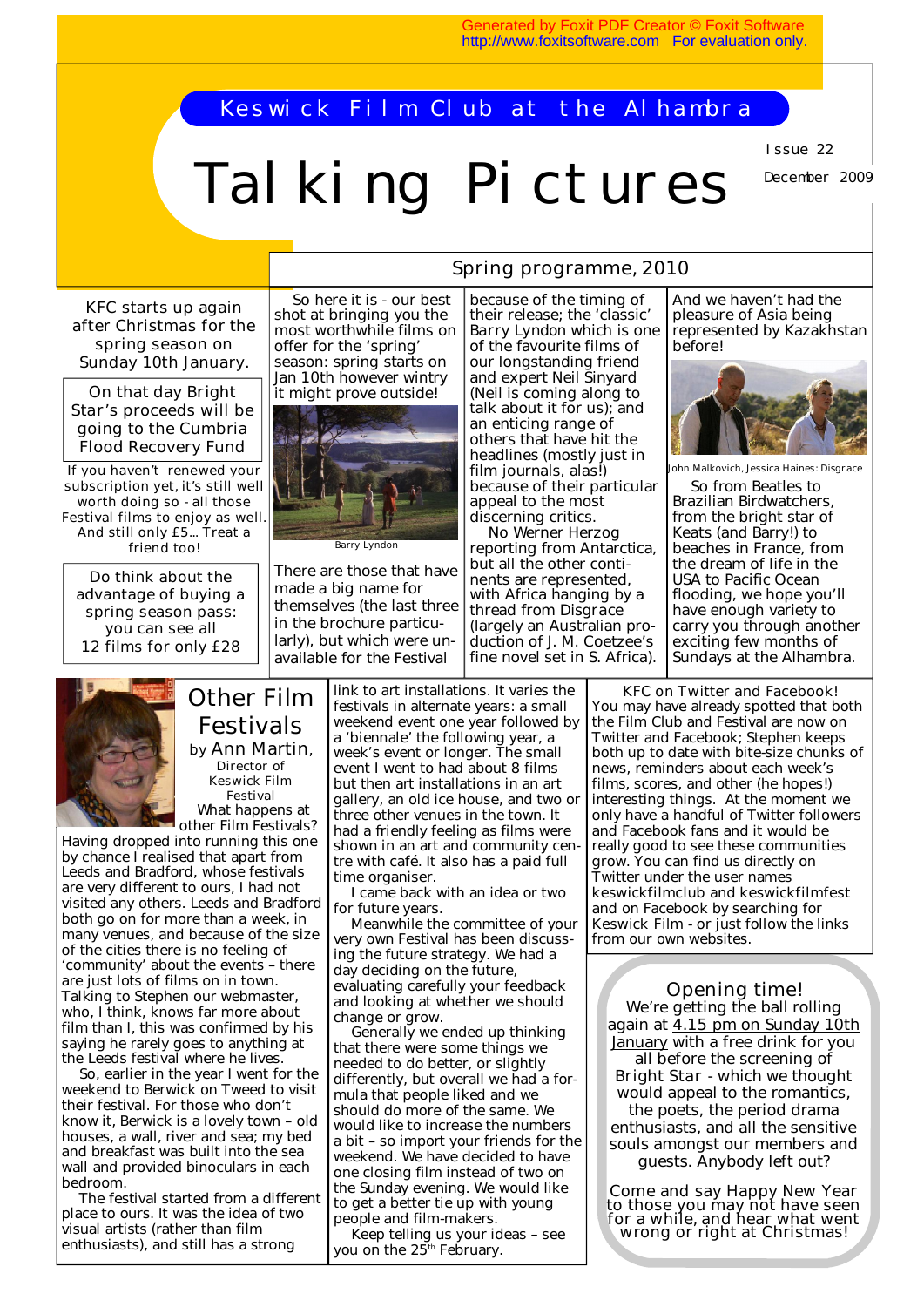Keswick Film Club at the Alhambra

# Talking Pictures

Issue 22

December 2009

## Spring programme, 2010

KFC starts up again after Christmas for the spring season on Sunday 10th January.

On that day Bright Star's proceeds will be going to the Cumbria Flood Recovery Fund

If you haven't renewed your subscription yet, it's still well worth doing so - all those Festival films to enjoy as well. And still only £5... Treat a friend too!

Do think about the advantage of buying a spring season pass: you can see all 12 films for only £28

So here it is - our best shot at bringing you the most worthwhile films on offer for the 'spring' season: spring starts on Jan 10th however wintry it might prove outside!

Barry Lyndon

There are those that have made a big name for themselves (the last three in the brochure particularly), but which were unavailable for the Festival because of the timing of their release; the 'classic' Barry Lyndon which is one of the favourite films of our longstanding friend and expert Neil Sinyard (Neil is coming along to talk about it for us); and an enticing range of others that have hit the headlines (mostly just in film journals, alas!) because of their particular appeal to the most discerning critics.

No Werner Herzog reporting from Antarctica, but all the other continents are represented, with Africa hanging by a thread from Disgrace (largely an Australian production of J. M. Coetzee's fine novel set in S. Africa).

And we haven't had the pleasure of Asia being represented by Kazakhstan before!

John Malkovich, Jessica Haines: Disgrace

So from Beatles to Brazilian Birdwatchers, from the bright star of Keats (and Barry!) to beaches in France, from the dream of life in the USA to Pacific Ocean flooding, we hope you'll have enough variety to carry you through another exciting few months of Sundays at the Alhambra.

## Other Film Festivals

by Ann Martin, Director of Keswick Film Festival

What happens at other Film Festivals?

Having dropped into running this one by chance I realised that apart from Leeds and Bradford, whose festivals are very different to ours, I had not visited any others. Leeds and Bradford both go on for more than a week, in many venues, and because of the size of the cities there is no feeling of 'community' about the events – there are just lots of films on in town. Talking to Stephen our webmaster, who, I think, knows far more about film than I, this was confirmed by his saying he rarely goes to anything at the Leeds festival where he lives.

So, earlier in the year I went for the weekend to Berwick on Tweed to visit their festival. For those who don't know it, Berwick is a lovely town – old houses, a wall, river and sea; my bed and breakfast was built into the sea wall and provided binoculars in each bedroom.

The festival started from a different place to ours. It was the idea of two visual artists (rather than film enthusiasts), and still has a strong link to art installations. It varies the festivals in alternate years: a small weekend event one year followed by a 'biennale' the following year, a week's event or longer. The small event I went to had about 8 films but then art installations in an art gallery, an old ice house, and two or three other venues in the town. It had a friendly feeling as films were shown in an art and community centre with café. It also has a paid full time organiser.

I came back with an idea or two for future years.

Meanwhile the committee of your very own Festival has been discussing the future strategy. We had a day deciding on the future, evaluating carefully your feedback and looking at whether we should change or grow.

Generally we ended up thinking that there were some things we needed to do better, or slightly differently, but overall we had a formula that people liked and we should do more of the same. We would like to increase the numbers a bit – so import your friends for the weekend. We have decided to have one closing film instead of two on the Sunday evening. We would like to get a better tie up with young people and film-makers.

Keep telling us your ideas – see you on the 25th February.

### KFC on Twitter and Facebook!

You may have already spotted that both the Film Club and Festival are now on Twitter and Facebook; Stephen keeps both up to date with bite-size chunks of news, reminders about each week's films, scores, and other (he hopes!) interesting things. At the moment we only have a handful of Twitter followers and Facebook fans and it would be really good to see these communities grow. You can find us directly on Twitter under the user names keswickfilmclub and keswickfilmfest and on Facebook by searching for Keswick Film - or just follow the links from our own websites.

### Opening time!

We're getting the ball rolling again at 4.15 pm on Sunday 10th January with a free drink for you all before the screening of Bright Star - which we thought would appeal to the romantics, the poets, the period drama enthusiasts, and all the sensitive souls amongst our members and guests. Anybody left out?

Come and say Happy New Year to those you may not have seen for a while, and hear what went wrong or right at Christmas!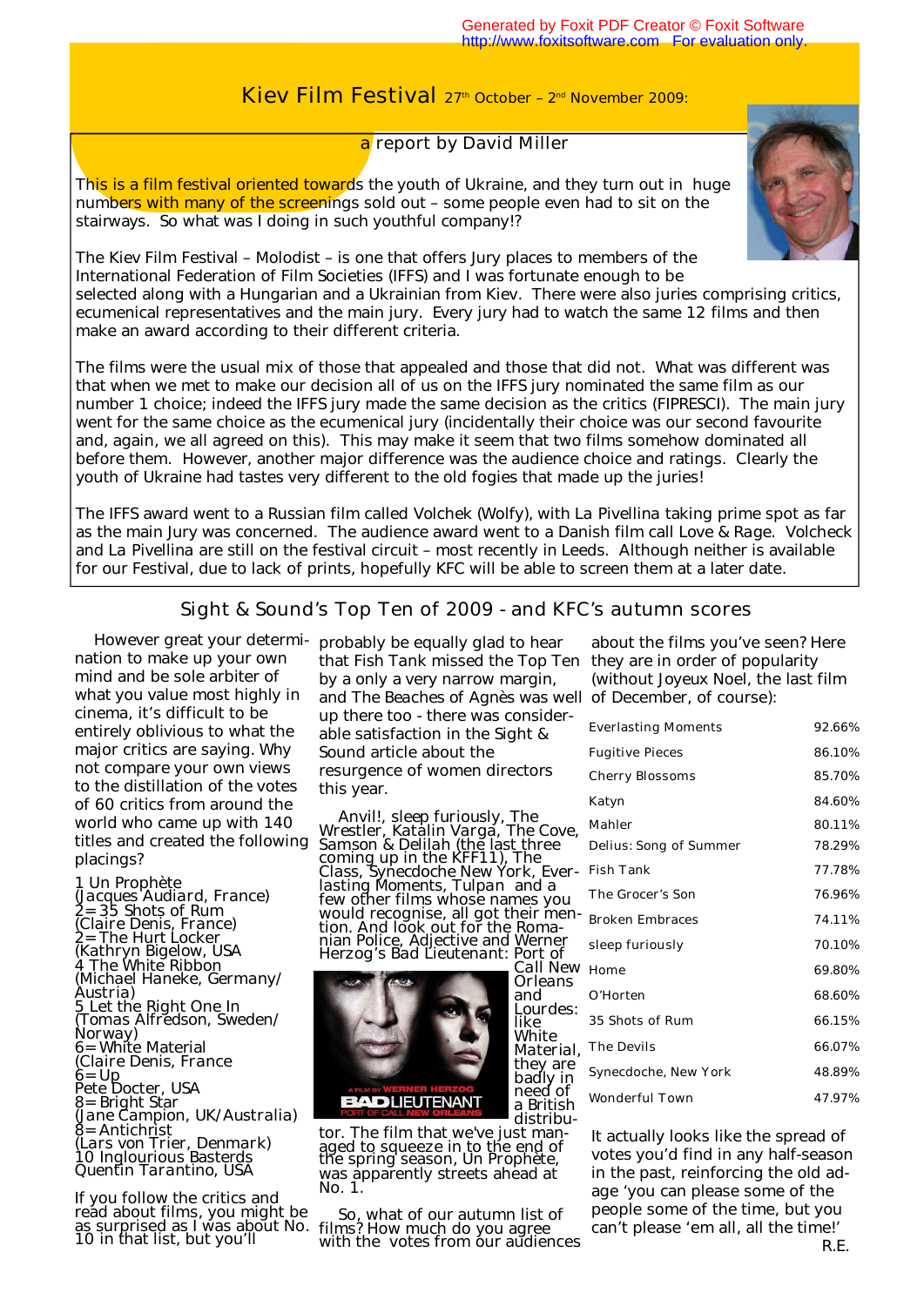# Kiev Film Festival 27th October – 2nd November 2009:

## a report by David Miller

This is a film festival oriented towards the youth of Ukraine, and they turn out in huge numbers with many of the screenings sold out – some people even had to sit on the stairways. So what was I doing in such youthful company!?

The Kiev Film Festival – Molodist – is one that offers Jury places to members of the International Federation of Film Societies (IFFS) and I was fortunate enough to be selected along with a Hungarian and a Ukrainian from Kiev. There were also juries comprising critics, ecumenical representatives and the main jury. Every jury had to watch the same 12 films and then make an award according to their different criteria.

The films were the usual mix of those that appealed and those that did not. What was different was that when we met to make our decision all of us on the IFFS jury nominated the same film as our number 1 choice; indeed the IFFS jury made the same decision as the critics (FIPRESCI). The main jury went for the same choice as the ecumenical jury (incidentally their choice was our second favourite and, again, we all agreed on this). This may make it seem that two films somehow dominated all before them. However, another major difference was the audience choice and ratings. Clearly the youth of Ukraine had tastes very different to the old fogies that made up the juries!

The IFFS award went to a Russian film called Volchek (Wolfy), with La Pivellina taking prime spot as far as the main Jury was concerned. The audience award went to a Danish film call Love & Rage. Volcheck and La Pivellina are still on the festival circuit – most recently in Leeds. Although neither is available for our Festival, due to lack of prints, hopefully KFC will be able to screen them at a later date.

## Sight & Sound's Top Ten of 2009 - and KFC's autumn scores

However great your determination to make up your own mind and be sole arbiter of what you value most highly in cinema, it's difficult to be entirely oblivious to what the major critics are saying. Why not compare your own views to the distillation of the votes of 60 critics from around the world who came up with 140 titles and created the following placings?

1 Un Prophète
(Jacques Audiard, France)
2= 35 Shots of Rum
(Claire Denis, France)
2= The Hurt Locker
(Kathryn Bigelow, USA
4 The White Ribbon
(Michael Haneke, Germany/ Austria)
5 Let the Right One In
(Tomas Alfredson, Sweden/ Norway)
6= White Material
(Claire Denis, France
6= Up
Pete Docter, USA
8= Bright Star
(Jane Campion, UK/Australia)
8= Antichrist
(Lars von Trier, Denmark)
10 Inglourious Basterds
Quentin Tarantino, USA

If you follow the critics and read about films, you might be as surprised as I was about No. 10 in that list, but you'll probably be equally glad to hear that Fish Tank missed the Top Ten by a only a very narrow margin, and The Beaches of Agnès was well up there too - there was considerable satisfaction in the Sight & Sound article about the resurgence of women directors this year.

Anvil!, sleep furiously, The Wrestler, Katalin Varga, The Cove, Samson & Delilah (the last three coming up in the KFF11), The Class, Synecdoche New York, Everlasting Moments, Tulpan and a few other films whose names you would recognise, all got their mention. And look out for the Romanian Police, Adjective and Werner Herzog's Bad Lieutenant: Port of Call New Orleans and Lourdes: like White Material, they are badly in need of a British distributor. The film that we've just managed to squeeze in to the end of the spring season, Un Prophète, was apparently streets ahead at No. 1.

So, what of our autumn list of films? How much do you agree with the votes from our audiences about the films you've seen? Here they are in order of popularity (without Joyeux Noel, the last film of December, of course):

| | |
|---|---|
| Everlasting Moments | 92.66% |
| Fugitive Pieces | 86.10% |
| Cherry Blossoms | 85.70% |
| Katyn | 84.60% |
| Mahler | 80.11% |
| Delius: Song of Summer | 78.29% |
| Fish Tank | 77.78% |
| The Grocer's Son | 76.96% |
| Broken Embraces | 74.11% |
| sleep furiously | 70.10% |
| Home | 69.80% |
| O'Horten | 68.60% |
| 35 Shots of Rum | 66.15% |
| The Devils | 66.07% |
| Synecdoche, New York | 48.89% |
| Wonderful Town | 47.97% |

It actually looks like the spread of votes you'd find in any half-season in the past, reinforcing the old adage 'you can please some of the people some of the time, but you can't please 'em all, all the time!'

R.E.